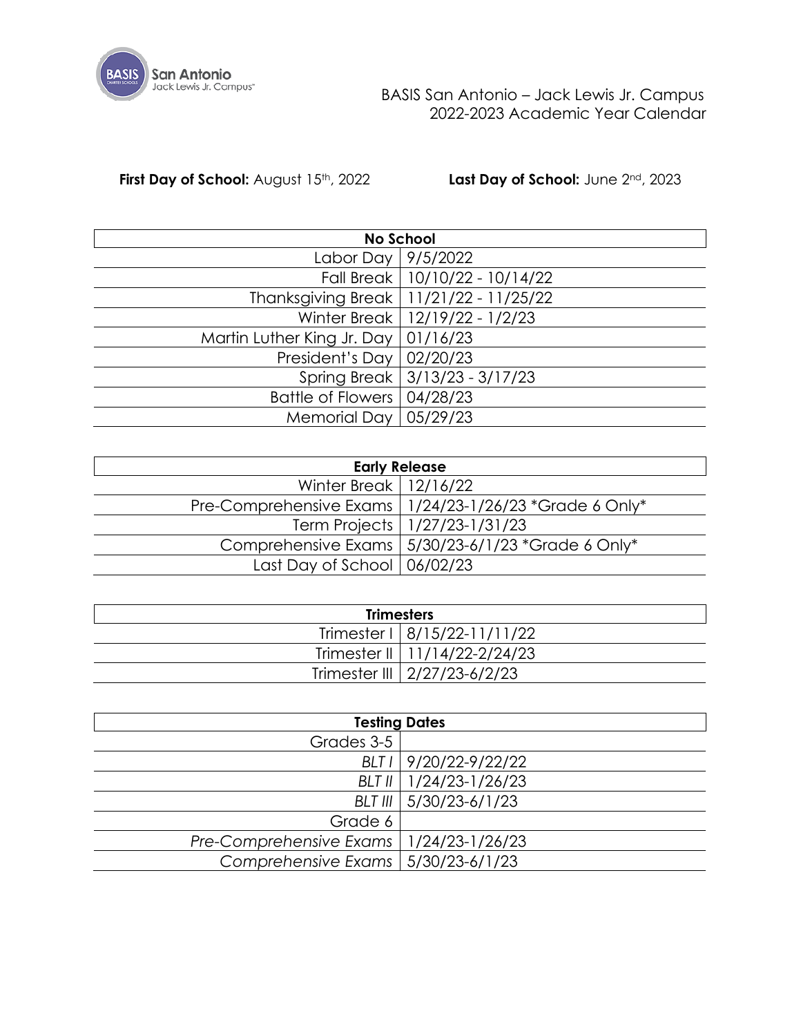BASIS San Antonio – Jack Lewis Jr. Campus
2022-2023 Academic Year Calendar

**First Day of School:** August 15th, 2022 **Last Day of School:** June 2nd, 2023

| **No School** | |
|---:|---|
| Labor Day | 9/5/2022 |
| Fall Break | 10/10/22 - 10/14/22 |
| Thanksgiving Break | 11/21/22 - 11/25/22 |
| Winter Break | 12/19/22 - 1/2/23 |
| Martin Luther King Jr. Day | 01/16/23 |
| President's Day | 02/20/23 |
| Spring Break | 3/13/23 - 3/17/23 |
| Battle of Flowers | 04/28/23 |
| Memorial Day | 05/29/23 |

| **Early Release** | |
|---:|---|
| Winter Break | 12/16/22 |
| Pre-Comprehensive Exams | 1/24/23-1/26/23 *Grade 6 Only* |
| Term Projects | 1/27/23-1/31/23 |
| Comprehensive Exams | 5/30/23-6/1/23 *Grade 6 Only* |
| Last Day of School | 06/02/23 |

| **Trimesters** | |
|---:|---|
| Trimester I | 8/15/22-11/11/22 |
| Trimester II | 11/14/22-2/24/23 |
| Trimester III | 2/27/23-6/2/23 |

| **Testing Dates** | |
|---:|---|
| Grades 3-5 | |
| *BLT I* | 9/20/22-9/22/22 |
| *BLT II* | 1/24/23-1/26/23 |
| *BLT III* | 5/30/23-6/1/23 |
| Grade 6 | |
| *Pre-Comprehensive Exams* | 1/24/23-1/26/23 |
| *Comprehensive Exams* | 5/30/23-6/1/23 |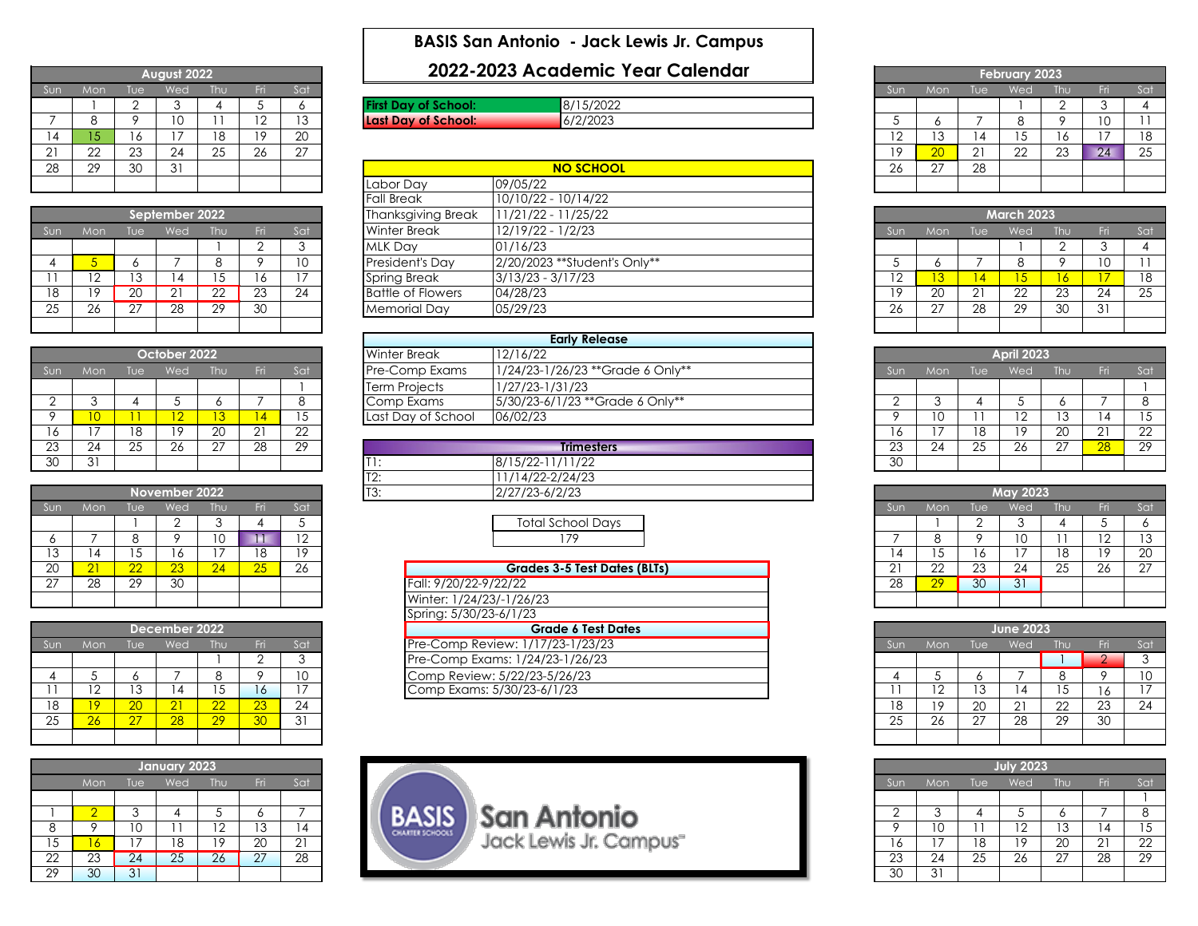# BASIS San Antonio - Jack Lewis Jr. Campus

## 2022-2023 Academic Year Calendar

| | |
|---|---|
| **First Day of School:** | 8/15/2022 |
| **Last Day of School:** | 6/2/2023 |

| **NO SCHOOL** | |
|---|---|
| Labor Day | 09/05/22 |
| Fall Break | 10/10/22 - 10/14/22 |
| Thanksgiving Break | 11/21/22 - 11/25/22 |
| Winter Break | 12/19/22 - 1/2/23 |
| MLK Day | 01/16/23 |
| President's Day | 2/20/2023 **Student's Only** |
| Spring Break | 3/13/23 - 3/17/23 |
| Battle of Flowers | 04/28/23 |
| Memorial Day | 05/29/23 |

| **Early Release** | |
|---|---|
| Winter Break | 12/16/22 |
| Pre-Comp Exams | 1/24/23-1/26/23 **Grade 6 Only** |
| Term Projects | 1/27/23-1/31/23 |
| Comp Exams | 5/30/23-6/1/23 **Grade 6 Only** |
| Last Day of School | 06/02/23 |

| **Trimesters** | |
|---|---|
| T1: | 8/15/22-11/11/22 |
| T2: | 11/14/22-2/24/23 |
| T3: | 2/27/23-6/2/23 |

| Total School Days |
|---|
| 179 |

| **Grades 3-5 Test Dates (BLTs)** |
|---|
| Fall: 9/20/22-9/22/22 |
| Winter: 1/24/23/-1/26/23 |
| Spring: 5/30/23-6/1/23 |

| **Grade 6 Test Dates** |
|---|
| Pre-Comp Review: 1/17/23-1/23/23 |
| Pre-Comp Exams: 1/24/23-1/26/23 |
| Comp Review: 5/22/23-5/26/23 |
| Comp Exams: 5/30/23-6/1/23 |

### August 2022

| Sun | Mon | Tue | Wed | Thu | Fri | Sat |
|---|---|---|---|---|---|---|
| | 1 | 2 | 3 | 4 | 5 | 6 |
| 7 | 8 | 9 | 10 | 11 | 12 | 13 |
| 14 | 15 | 16 | 17 | 18 | 19 | 20 |
| 21 | 22 | 23 | 24 | 25 | 26 | 27 |
| 28 | 29 | 30 | 31 | | | |

### September 2022

| Sun | Mon | Tue | Wed | Thu | Fri | Sat |
|---|---|---|---|---|---|---|
| | | | | 1 | 2 | 3 |
| 4 | 5 | 6 | 7 | 8 | 9 | 10 |
| 11 | 12 | 13 | 14 | 15 | 16 | 17 |
| 18 | 19 | 20 | 21 | 22 | 23 | 24 |
| 25 | 26 | 27 | 28 | 29 | 30 | |

### October 2022

| Sun | Mon | Tue | Wed | Thu | Fri | Sat |
|---|---|---|---|---|---|---|
| | | | | | | 1 |
| 2 | 3 | 4 | 5 | 6 | 7 | 8 |
| 9 | 10 | 11 | 12 | 13 | 14 | 15 |
| 16 | 17 | 18 | 19 | 20 | 21 | 22 |
| 23 | 24 | 25 | 26 | 27 | 28 | 29 |
| 30 | 31 | | | | | |

### November 2022

| Sun | Mon | Tue | Wed | Thu | Fri | Sat |
|---|---|---|---|---|---|---|
| | | 1 | 2 | 3 | 4 | 5 |
| 6 | 7 | 8 | 9 | 10 | 11 | 12 |
| 13 | 14 | 15 | 16 | 17 | 18 | 19 |
| 20 | 21 | 22 | 23 | 24 | 25 | 26 |
| 27 | 28 | 29 | 30 | | | |

### December 2022

| Sun | Mon | Tue | Wed | Thu | Fri | Sat |
|---|---|---|---|---|---|---|
| | | | | 1 | 2 | 3 |
| 4 | 5 | 6 | 7 | 8 | 9 | 10 |
| 11 | 12 | 13 | 14 | 15 | 16 | 17 |
| 18 | 19 | 20 | 21 | 22 | 23 | 24 |
| 25 | 26 | 27 | 28 | 29 | 30 | 31 |

### January 2023

| | Mon | Tue | Wed | Thu | Fri | Sat |
|---|---|---|---|---|---|---|
| 1 | 2 | 3 | 4 | 5 | 6 | 7 |
| 8 | 9 | 10 | 11 | 12 | 13 | 14 |
| 15 | 16 | 17 | 18 | 19 | 20 | 21 |
| 22 | 23 | 24 | 25 | 26 | 27 | 28 |
| 29 | 30 | 31 | | | | |

### February 2023

| Sun | Mon | Tue | Wed | Thu | Fri | Sat |
|---|---|---|---|---|---|---|
| | | | 1 | 2 | 3 | 4 |
| 5 | 6 | 7 | 8 | 9 | 10 | 11 |
| 12 | 13 | 14 | 15 | 16 | 17 | 18 |
| 19 | 20 | 21 | 22 | 23 | 24 | 25 |
| 26 | 27 | 28 | | | | |

### March 2023

| Sun | Mon | Tue | Wed | Thu | Fri | Sat |
|---|---|---|---|---|---|---|
| | | | 1 | 2 | 3 | 4 |
| 5 | 6 | 7 | 8 | 9 | 10 | 11 |
| 12 | 13 | 14 | 15 | 16 | 17 | 18 |
| 19 | 20 | 21 | 22 | 23 | 24 | 25 |
| 26 | 27 | 28 | 29 | 30 | 31 | |

### April 2023

| Sun | Mon | Tue | Wed | Thu | Fri | Sat |
|---|---|---|---|---|---|---|
| | | | | | | 1 |
| 2 | 3 | 4 | 5 | 6 | 7 | 8 |
| 9 | 10 | 11 | 12 | 13 | 14 | 15 |
| 16 | 17 | 18 | 19 | 20 | 21 | 22 |
| 23 | 24 | 25 | 26 | 27 | 28 | 29 |
| 30 | | | | | | |

### May 2023

| Sun | Mon | Tue | Wed | Thu | Fri | Sat |
|---|---|---|---|---|---|---|
| | 1 | 2 | 3 | 4 | 5 | 6 |
| 7 | 8 | 9 | 10 | 11 | 12 | 13 |
| 14 | 15 | 16 | 17 | 18 | 19 | 20 |
| 21 | 22 | 23 | 24 | 25 | 26 | 27 |
| 28 | 29 | 30 | 31 | | | |

### June 2023

| Sun | Mon | Tue | Wed | Thu | Fri | Sat |
|---|---|---|---|---|---|---|
| | | | | 1 | 2 | 3 |
| 4 | 5 | 6 | 7 | 8 | 9 | 10 |
| 11 | 12 | 13 | 14 | 15 | 16 | 17 |
| 18 | 19 | 20 | 21 | 22 | 23 | 24 |
| 25 | 26 | 27 | 28 | 29 | 30 | |

### July 2023

| Sun | Mon | Tue | Wed | Thu | Fri | Sat |
|---|---|---|---|---|---|---|
| | | | | | | 1 |
| 2 | 3 | 4 | 5 | 6 | 7 | 8 |
| 9 | 10 | 11 | 12 | 13 | 14 | 15 |
| 16 | 17 | 18 | 19 | 20 | 21 | 22 |
| 23 | 24 | 25 | 26 | 27 | 28 | 29 |
| 30 | 31 | | | | | |

BASIS CHARTER SCHOOLS San Antonio Jack Lewis Jr. Campus™